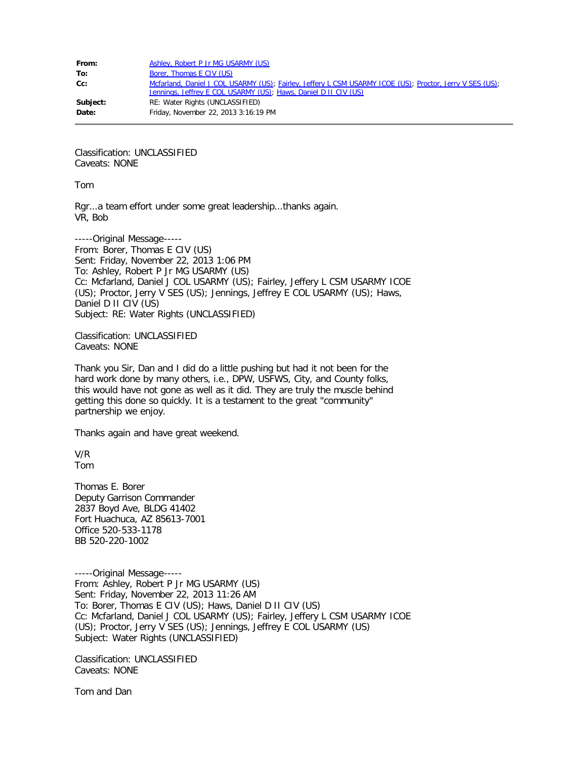| | |
|---|---|
| **From:** | Ashley, Robert P Jr MG USARMY (US) |
| **To:** | Borer, Thomas E CIV (US) |
| **Cc:** | Mcfarland, Daniel J COL USARMY (US); Fairley, Jeffery L CSM USARMY ICOE (US); Proctor, Jerry V SES (US); Jennings, Jeffrey E COL USARMY (US); Haws, Daniel D II CIV (US) |
| **Subject:** | RE: Water Rights (UNCLASSIFIED) |
| **Date:** | Friday, November 22, 2013 3:16:19 PM |

Classification: UNCLASSIFIED
Caveats: NONE

Tom

Rgr...a team effort under some great leadership...thanks again.
VR, Bob

-----Original Message-----
From: Borer, Thomas E CIV (US)
Sent: Friday, November 22, 2013 1:06 PM
To: Ashley, Robert P Jr MG USARMY (US)
Cc: Mcfarland, Daniel J COL USARMY (US); Fairley, Jeffery L CSM USARMY ICOE (US); Proctor, Jerry V SES (US); Jennings, Jeffrey E COL USARMY (US); Haws, Daniel D II CIV (US)
Subject: RE: Water Rights (UNCLASSIFIED)

Classification: UNCLASSIFIED
Caveats: NONE

Thank you Sir, Dan and I did do a little pushing but had it not been for the hard work done by many others, i.e., DPW, USFWS, City, and County folks, this would have not gone as well as it did. They are truly the muscle behind getting this done so quickly. It is a testament to the great "community" partnership we enjoy.

Thanks again and have great weekend.

V/R
Tom

Thomas E. Borer
Deputy Garrison Commander
2837 Boyd Ave, BLDG 41402
Fort Huachuca, AZ 85613-7001
Office 520-533-1178
BB 520-220-1002

-----Original Message-----
From: Ashley, Robert P Jr MG USARMY (US)
Sent: Friday, November 22, 2013 11:26 AM
To: Borer, Thomas E CIV (US); Haws, Daniel D II CIV (US)
Cc: Mcfarland, Daniel J COL USARMY (US); Fairley, Jeffery L CSM USARMY ICOE (US); Proctor, Jerry V SES (US); Jennings, Jeffrey E COL USARMY (US)
Subject: Water Rights (UNCLASSIFIED)

Classification: UNCLASSIFIED
Caveats: NONE

Tom and Dan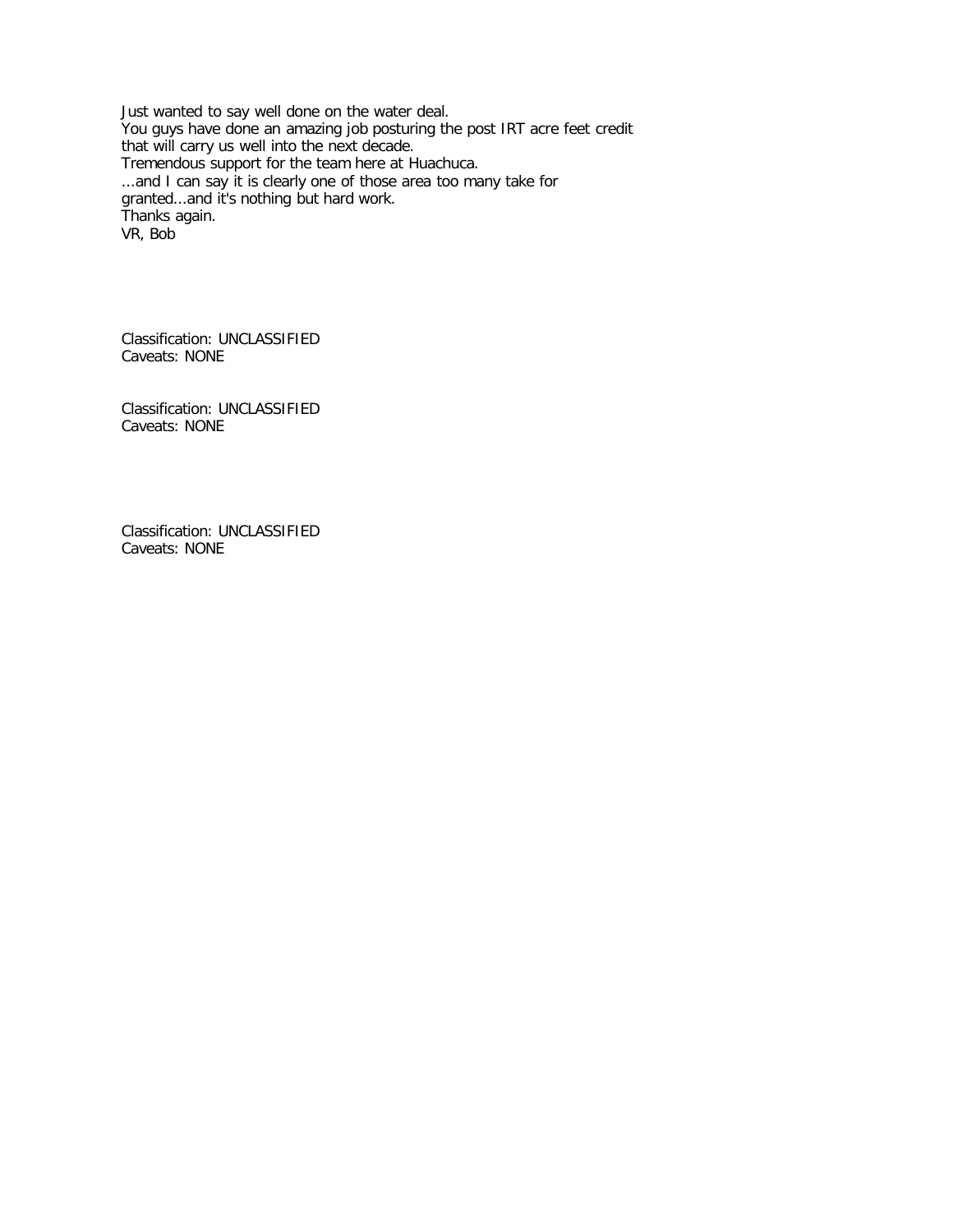Just wanted to say well done on the water deal.
You guys have done an amazing job posturing the post IRT acre feet credit that will carry us well into the next decade.
Tremendous support for the team here at Huachuca.
...and I can say it is clearly one of those area too many take for granted...and it's nothing but hard work.
Thanks again.
VR, Bob

Classification: UNCLASSIFIED
Caveats: NONE

Classification: UNCLASSIFIED
Caveats: NONE

Classification: UNCLASSIFIED
Caveats: NONE